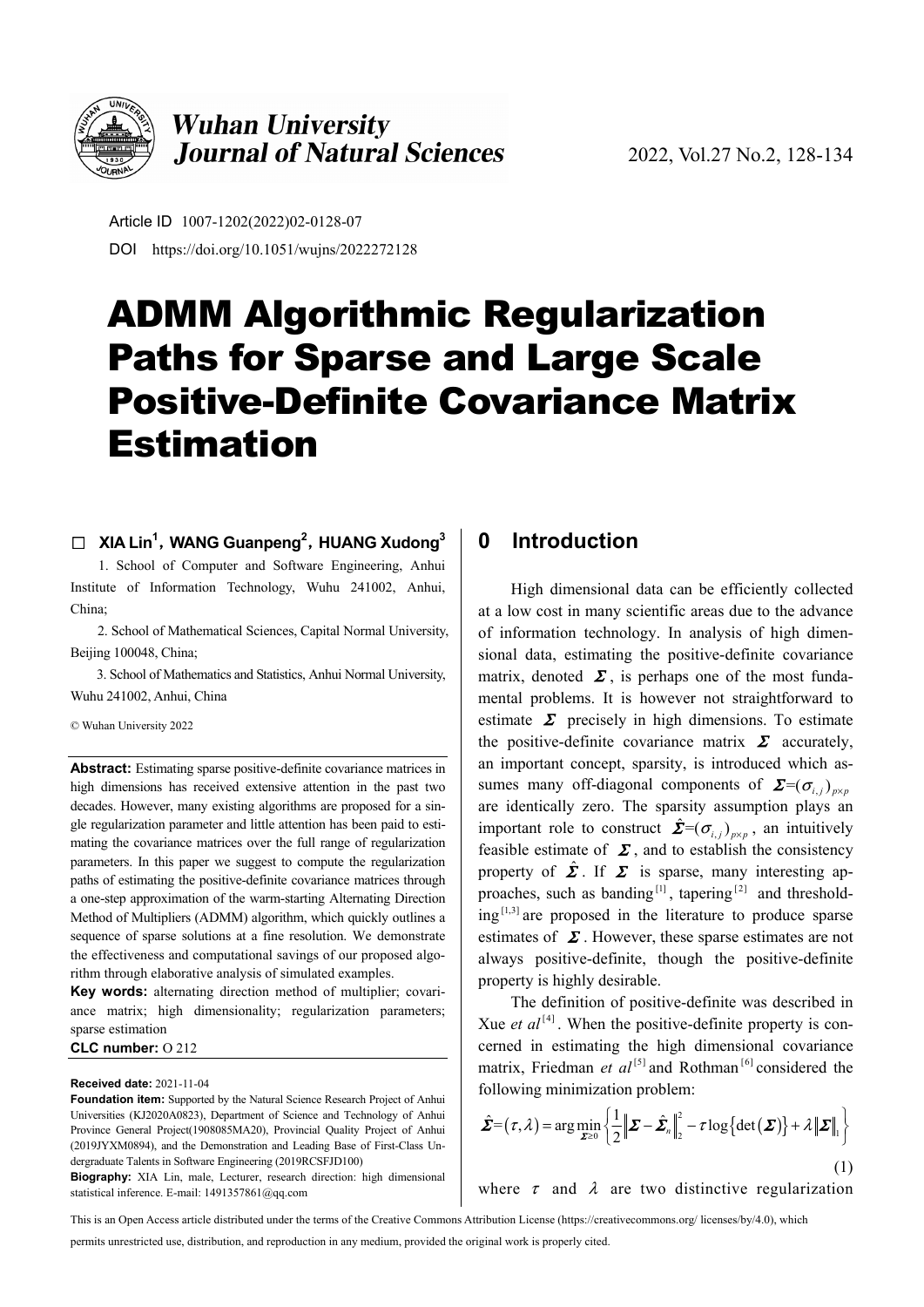Article ID 1007-1202(2022)02-0128-07

DOI https://doi.org/10.1051/wujns/2022272128

# ADMM Algorithmic Regularization Paths for Sparse and Large Scale Positive-Definite Covariance Matrix Estimation

□ **XIA Lin[1], WANG Guanpeng[2], HUANG Xudong[3]**

1. School of Computer and Software Engineering, Anhui Institute of Information Technology, Wuhu 241002, Anhui, China;

2. School of Mathematical Sciences, Capital Normal University, Beijing 100048, China;

3. School of Mathematics and Statistics, Anhui Normal University, Wuhu 241002, Anhui, China

© Wuhan University 2022

**Abstract:** Estimating sparse positive-definite covariance matrices in high dimensions has received extensive attention in the past two decades. However, many existing algorithms are proposed for a single regularization parameter and little attention has been paid to estimating the covariance matrices over the full range of regularization parameters. In this paper we suggest to compute the regularization paths of estimating the positive-definite covariance matrices through a one-step approximation of the warm-starting Alternating Direction Method of Multipliers (ADMM) algorithm, which quickly outlines a sequence of sparse solutions at a fine resolution. We demonstrate the effectiveness and computational savings of our proposed algorithm through elaborative analysis of simulated examples.

**Key words:** alternating direction method of multiplier; covariance matrix; high dimensionality; regularization parameters; sparse estimation

**CLC number:** O 212

**Received date:** 2021-11-04

**Foundation item:** Supported by the Natural Science Research Project of Anhui Universities (KJ2020A0823), Department of Science and Technology of Anhui Province General Project(1908085MA20), Provincial Quality Project of Anhui (2019JYXM0894), and the Demonstration and Leading Base of First-Class Undergraduate Talents in Software Engineering (2019RCSFJD100)

**Biography:** XIA Lin, male, Lecturer, research direction: high dimensional statistical inference. E-mail: 1491357861@qq.com

## 0 Introduction

High dimensional data can be efficiently collected at a low cost in many scientific areas due to the advance of information technology. In analysis of high dimensional data, estimating the positive-definite covariance matrix, denoted $\boldsymbol{\Sigma}$, is perhaps one of the most fundamental problems. It is however not straightforward to estimate $\boldsymbol{\Sigma}$ precisely in high dimensions. To estimate the positive-definite covariance matrix $\boldsymbol{\Sigma}$ accurately, an important concept, sparsity, is introduced which assumes many off-diagonal components of $\boldsymbol{\Sigma}=(\sigma_{i,j})_{p\times p}$ are identically zero. The sparsity assumption plays an important role to construct $\hat{\boldsymbol{\Sigma}}=(\sigma_{i,j})_{p\times p}$, an intuitively feasible estimate of $\boldsymbol{\Sigma}$, and to establish the consistency property of $\hat{\boldsymbol{\Sigma}}$. If $\boldsymbol{\Sigma}$ is sparse, many interesting approaches, such as banding[1], tapering[2] and thresholding[1,3] are proposed in the literature to produce sparse estimates of $\boldsymbol{\Sigma}$. However, these sparse estimates are not always positive-definite, though the positive-definite property is highly desirable.

The definition of positive-definite was described in Xue *et al*[4]. When the positive-definite property is concerned in estimating the high dimensional covariance matrix, Friedman *et al*[5] and Rothman[6] considered the following minimization problem:

$$\hat{\boldsymbol{\Sigma}}=(\tau,\lambda)=\arg\min_{\boldsymbol{\Sigma}\geq 0}\left\{\frac{1}{2}\left\|\boldsymbol{\Sigma}-\hat{\boldsymbol{\Sigma}}_n\right\|_2^2-\tau\log\left\{\det(\boldsymbol{\Sigma})\right\}+\lambda\left\|\boldsymbol{\Sigma}\right\|_1\right\} \tag{1}$$

where $\tau$ and $\lambda$ are two distinctive regularization

This is an Open Access article distributed under the terms of the Creative Commons Attribution License (https://creativecommons.org/ licenses/by/4.0), which permits unrestricted use, distribution, and reproduction in any medium, provided the original work is properly cited.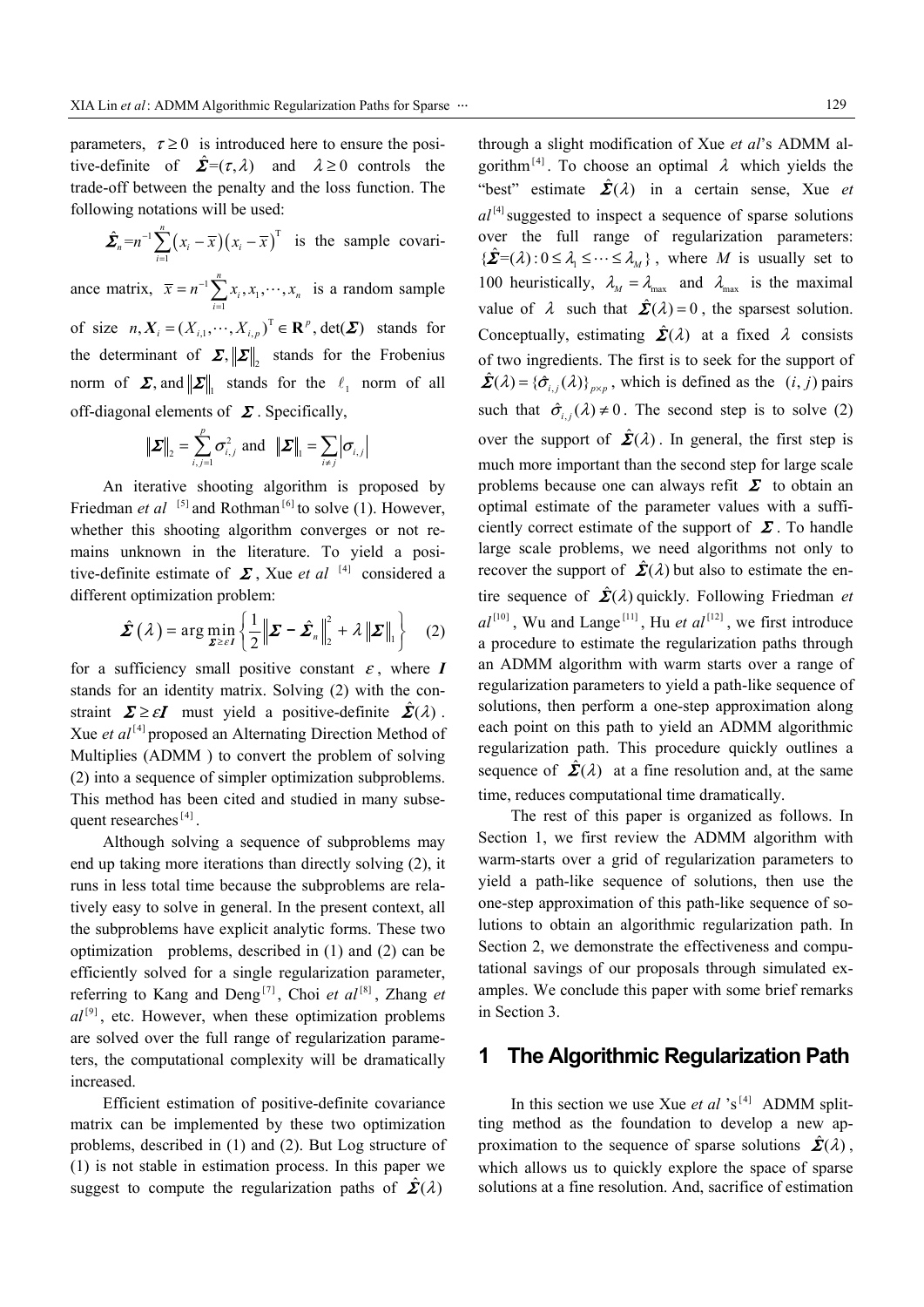parameters, $\tau \geq 0$ is introduced here to ensure the positive-definite of $\hat{\boldsymbol{\Sigma}}=(\tau,\lambda)$ and $\lambda \geq 0$ controls the trade-off between the penalty and the loss function. The following notations will be used:

$\hat{\boldsymbol{\Sigma}}_n = n^{-1}\sum_{i=1}^{n}\left(x_i-\bar{x}\right)\left(x_i-\bar{x}\right)^{\mathrm{T}}$ is the sample covariance matrix, $\bar{x}=n^{-1}\sum_{i=1}^{n} x_i, x_1,\cdots,x_n$ is a random sample of size $n, \boldsymbol{X}_i=(X_{i,1},\cdots,X_{i,p})^{\mathrm{T}}\in \mathbf{R}^p$, $\det(\boldsymbol{\Sigma})$ stands for the determinant of $\boldsymbol{\Sigma}$, $\|\boldsymbol{\Sigma}\|_2$ stands for the Frobenius norm of $\boldsymbol{\Sigma}$, and $\|\boldsymbol{\Sigma}\|_1$ stands for the $\ell_1$ norm of all off-diagonal elements of $\boldsymbol{\Sigma}$. Specifically,

$$\|\boldsymbol{\Sigma}\|_2=\sum_{i,j=1}^{p}\sigma_{i,j}^2 \text{ and } \|\boldsymbol{\Sigma}\|_1=\sum_{i\neq j}\left|\sigma_{i,j}\right|$$

An iterative shooting algorithm is proposed by Friedman *et al* [5] and Rothman[6] to solve (1). However, whether this shooting algorithm converges or not remains unknown in the literature. To yield a positive-definite estimate of $\boldsymbol{\Sigma}$, Xue *et al* [4] considered a different optimization problem:

$$\hat{\boldsymbol{\Sigma}}(\lambda)=\arg\min_{\boldsymbol{\Sigma}\geq\varepsilon \boldsymbol{I}}\left\{\frac{1}{2}\left\|\boldsymbol{\Sigma}-\hat{\boldsymbol{\Sigma}}_n\right\|_2^2+\lambda\|\boldsymbol{\Sigma}\|_1\right\} \quad (2)$$

for a sufficiency small positive constant $\varepsilon$, where $\boldsymbol{I}$ stands for an identity matrix. Solving (2) with the constraint $\boldsymbol{\Sigma}\geq\varepsilon\boldsymbol{I}$ must yield a positive-definite $\hat{\boldsymbol{\Sigma}}(\lambda)$. Xue *et al*[4] proposed an Alternating Direction Method of Multiplies (ADMM ) to convert the problem of solving (2) into a sequence of simpler optimization subproblems. This method has been cited and studied in many subsequent researches[4].

Although solving a sequence of subproblems may end up taking more iterations than directly solving (2), it runs in less total time because the subproblems are relatively easy to solve in general. In the present context, all the subproblems have explicit analytic forms. These two optimization problems, described in (1) and (2) can be efficiently solved for a single regularization parameter, referring to Kang and Deng[7], Choi *et al*[8], Zhang *et al*[9], etc. However, when these optimization problems are solved over the full range of regularization parameters, the computational complexity will be dramatically increased.

Efficient estimation of positive-definite covariance matrix can be implemented by these two optimization problems, described in (1) and (2). But Log structure of (1) is not stable in estimation process. In this paper we suggest to compute the regularization paths of $\hat{\boldsymbol{\Sigma}}(\lambda)$ through a slight modification of Xue *et al*'s ADMM algorithm[4]. To choose an optimal $\lambda$ which yields the "best" estimate $\hat{\boldsymbol{\Sigma}}(\lambda)$ in a certain sense, Xue *et al*[4] suggested to inspect a sequence of sparse solutions over the full range of regularization parameters: $\{\hat{\boldsymbol{\Sigma}}=(\lambda): 0\leq\lambda_1\leq\cdots\leq\lambda_M\}$, where $M$ is usually set to 100 heuristically, $\lambda_M=\lambda_{\max}$ and $\lambda_{\max}$ is the maximal value of $\lambda$ such that $\hat{\boldsymbol{\Sigma}}(\lambda)=0$, the sparsest solution. Conceptually, estimating $\hat{\boldsymbol{\Sigma}}(\lambda)$ at a fixed $\lambda$ consists of two ingredients. The first is to seek for the support of $\hat{\boldsymbol{\Sigma}}(\lambda)=\{\hat{\sigma}_{i,j}(\lambda)\}_{p\times p}$, which is defined as the $(i,j)$ pairs such that $\hat{\sigma}_{i,j}(\lambda)\neq 0$. The second step is to solve (2) over the support of $\hat{\boldsymbol{\Sigma}}(\lambda)$. In general, the first step is much more important than the second step for large scale problems because one can always refit $\boldsymbol{\Sigma}$ to obtain an optimal estimate of the parameter values with a sufficiently correct estimate of the support of $\boldsymbol{\Sigma}$. To handle large scale problems, we need algorithms not only to recover the support of $\hat{\boldsymbol{\Sigma}}(\lambda)$ but also to estimate the entire sequence of $\hat{\boldsymbol{\Sigma}}(\lambda)$ quickly. Following Friedman *et al*[10], Wu and Lange[11], Hu *et al*[12], we first introduce a procedure to estimate the regularization paths through an ADMM algorithm with warm starts over a range of regularization parameters to yield a path-like sequence of solutions, then perform a one-step approximation along each point on this path to yield an ADMM algorithmic regularization path. This procedure quickly outlines a sequence of $\hat{\boldsymbol{\Sigma}}(\lambda)$ at a fine resolution and, at the same time, reduces computational time dramatically.

The rest of this paper is organized as follows. In Section 1, we first review the ADMM algorithm with warm-starts over a grid of regularization parameters to yield a path-like sequence of solutions, then use the one-step approximation of this path-like sequence of solutions to obtain an algorithmic regularization path. In Section 2, we demonstrate the effectiveness and computational savings of our proposals through simulated examples. We conclude this paper with some brief remarks in Section 3.

## 1 The Algorithmic Regularization Path

In this section we use Xue *et al* 's[4] ADMM splitting method as the foundation to develop a new approximation to the sequence of sparse solutions $\hat{\boldsymbol{\Sigma}}(\lambda)$, which allows us to quickly explore the space of sparse solutions at a fine resolution. And, sacrifice of estimation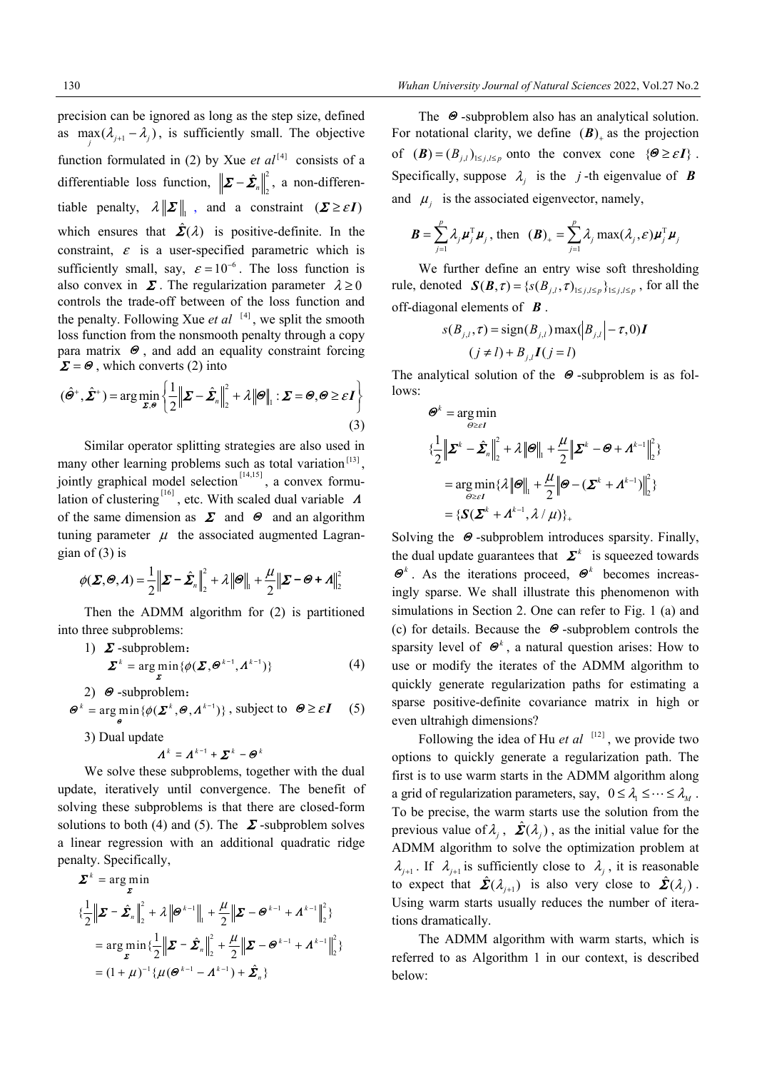precision can be ignored as long as the step size, defined as $\max_j(\lambda_{j+1}-\lambda_j)$, is sufficiently small. The objective function formulated in (2) by Xue *et al*[4] consists of a differentiable loss function, $\|\boldsymbol{\Sigma}-\hat{\boldsymbol{\Sigma}}_n\|_2^2$, a non-differentiable penalty, $\lambda\|\boldsymbol{\Sigma}\|_1$, and a constraint $(\boldsymbol{\Sigma}\geq\varepsilon\boldsymbol{I})$ which ensures that $\hat{\boldsymbol{\Sigma}}(\lambda)$ is positive-definite. In the constraint, $\varepsilon$ is a user-specified parametric which is sufficiently small, say, $\varepsilon=10^{-6}$. The loss function is also convex in $\boldsymbol{\Sigma}$. The regularization parameter $\lambda\geq 0$ controls the trade-off between of the loss function and the penalty. Following Xue *et al* [4], we split the smooth loss function from the nonsmooth penalty through a copy para matrix $\boldsymbol{\Theta}$, and add an equality constraint forcing $\boldsymbol{\Sigma}=\boldsymbol{\Theta}$, which converts (2) into

$$(\hat{\boldsymbol{\Theta}}^+,\hat{\boldsymbol{\Sigma}}^+)=\arg\min_{\boldsymbol{\Sigma},\boldsymbol{\Theta}}\left\{\frac{1}{2}\|\boldsymbol{\Sigma}-\hat{\boldsymbol{\Sigma}}_n\|_2^2+\lambda\|\boldsymbol{\Theta}\|_1:\boldsymbol{\Sigma}=\boldsymbol{\Theta},\boldsymbol{\Theta}\geq\varepsilon\boldsymbol{I}\right\} \tag{3}$$

Similar operator splitting strategies are also used in many other learning problems such as total variation[13], jointly graphical model selection[14,15], a convex formulation of clustering[16], etc. With scaled dual variable $\boldsymbol{\Lambda}$ of the same dimension as $\boldsymbol{\Sigma}$ and $\boldsymbol{\Theta}$ and an algorithm tuning parameter $\mu$ the associated augmented Lagrangian of (3) is

$$\phi(\boldsymbol{\Sigma},\boldsymbol{\Theta},\boldsymbol{\Lambda})=\frac{1}{2}\|\boldsymbol{\Sigma}-\hat{\boldsymbol{\Sigma}}_n\|_2^2+\lambda\|\boldsymbol{\Theta}\|_1+\frac{\mu}{2}\|\boldsymbol{\Sigma}-\boldsymbol{\Theta}+\boldsymbol{\Lambda}\|_2^2$$

Then the ADMM algorithm for (2) is partitioned into three subproblems:

1) $\boldsymbol{\Sigma}$-subproblem:

$$\boldsymbol{\Sigma}^k=\arg\min_{\boldsymbol{\Sigma}}\{\phi(\boldsymbol{\Sigma},\boldsymbol{\Theta}^{k-1},\boldsymbol{\Lambda}^{k-1})\} \tag{4}$$

2) $\boldsymbol{\Theta}$-subproblem:

$$\boldsymbol{\Theta}^k=\arg\min_{\boldsymbol{\Theta}}\{\phi(\boldsymbol{\Sigma}^k,\boldsymbol{\Theta},\boldsymbol{\Lambda}^{k-1})\}\text{, subject to } \boldsymbol{\Theta}\geq\varepsilon\boldsymbol{I} \tag{5}$$

3) Dual update

$$\boldsymbol{\Lambda}^k=\boldsymbol{\Lambda}^{k-1}+\boldsymbol{\Sigma}^k-\boldsymbol{\Theta}^k$$

We solve these subproblems, together with the dual update, iteratively until convergence. The benefit of solving these subproblems is that there are closed-form solutions to both (4) and (5). The $\boldsymbol{\Sigma}$-subproblem solves a linear regression with an additional quadratic ridge penalty. Specifically,

$$\begin{aligned}
\boldsymbol{\Sigma}^k &= \arg\min_{\boldsymbol{\Sigma}}\\
&\{\frac{1}{2}\|\boldsymbol{\Sigma}-\hat{\boldsymbol{\Sigma}}_n\|_2^2+\lambda\|\boldsymbol{\Theta}^{k-1}\|_1+\frac{\mu}{2}\|\boldsymbol{\Sigma}-\boldsymbol{\Theta}^{k-1}+\boldsymbol{\Lambda}^{k-1}\|_2^2\}\\
&=\arg\min_{\boldsymbol{\Sigma}}\{\frac{1}{2}\|\boldsymbol{\Sigma}-\hat{\boldsymbol{\Sigma}}_n\|_2^2+\frac{\mu}{2}\|\boldsymbol{\Sigma}-\boldsymbol{\Theta}^{k-1}+\boldsymbol{\Lambda}^{k-1}\|_2^2\}\\
&=(1+\mu)^{-1}\{\mu(\boldsymbol{\Theta}^{k-1}-\boldsymbol{\Lambda}^{k-1})+\hat{\boldsymbol{\Sigma}}_n\}
\end{aligned}$$

The $\boldsymbol{\Theta}$-subproblem also has an analytical solution. For notational clarity, we define $(\boldsymbol{B})_+$ as the projection of $(\boldsymbol{B})=(B_{j,l})_{1\leq j,l\leq p}$ onto the convex cone $\{\boldsymbol{\Theta}\geq\varepsilon\boldsymbol{I}\}$. Specifically, suppose $\lambda_j$ is the $j$-th eigenvalue of $\boldsymbol{B}$ and $\mu_j$ is the associated eigenvector, namely,

$$\boldsymbol{B}=\sum_{j=1}^{p}\lambda_j\boldsymbol{\mu}_j^{\mathrm{T}}\boldsymbol{\mu}_j\text{, then } (\boldsymbol{B})_+=\sum_{j=1}^{p}\lambda_j\max(\lambda_j,\varepsilon)\boldsymbol{\mu}_j^{\mathrm{T}}\boldsymbol{\mu}_j$$

We further define an entry wise soft thresholding rule, denoted $\boldsymbol{S}(\boldsymbol{B},\tau)=\{s(B_{j,l},\tau)_{1\leq j,l\leq p}\}_{1\leq j,l\leq p}$, for all the off-diagonal elements of $\boldsymbol{B}$.

$$\begin{aligned}
s(B_{j,l},\tau)&=\mathrm{sign}(B_{j,l})\max(|B_{j,l}|-\tau,0)\boldsymbol{I}\\
&(j\neq l)+B_{j,l}\boldsymbol{I}(j=l)
\end{aligned}$$

The analytical solution of the $\boldsymbol{\Theta}$-subproblem is as follows:

$$\begin{aligned}
\boldsymbol{\Theta}^k &= \arg\min_{\boldsymbol{\Theta}\geq\varepsilon\boldsymbol{I}}\\
&\{\frac{1}{2}\|\boldsymbol{\Sigma}^k-\hat{\boldsymbol{\Sigma}}_n\|_2^2+\lambda\|\boldsymbol{\Theta}\|_1+\frac{\mu}{2}\|\boldsymbol{\Sigma}^k-\boldsymbol{\Theta}+\boldsymbol{\Lambda}^{k-1}\|_2^2\}\\
&=\arg\min_{\boldsymbol{\Theta}\geq\varepsilon\boldsymbol{I}}\{\lambda\|\boldsymbol{\Theta}\|_1+\frac{\mu}{2}\|\boldsymbol{\Theta}-(\boldsymbol{\Sigma}^k+\boldsymbol{\Lambda}^{k-1})\|_2^2\}\\
&=\{\boldsymbol{S}(\boldsymbol{\Sigma}^k+\boldsymbol{\Lambda}^{k-1},\lambda/\mu)\}_+
\end{aligned}$$

Solving the $\boldsymbol{\Theta}$-subproblem introduces sparsity. Finally, the dual update guarantees that $\boldsymbol{\Sigma}^k$ is squeezed towards $\boldsymbol{\Theta}^k$. As the iterations proceed, $\boldsymbol{\Theta}^k$ becomes increasingly sparse. We shall illustrate this phenomenon with simulations in Section 2. One can refer to Fig. 1 (a) and (c) for details. Because the $\boldsymbol{\Theta}$-subproblem controls the sparsity level of $\boldsymbol{\Theta}^k$, a natural question arises: How to use or modify the iterates of the ADMM algorithm to quickly generate regularization paths for estimating a sparse positive-definite covariance matrix in high or even ultrahigh dimensions?

Following the idea of Hu *et al* [12], we provide two options to quickly generate a regularization path. The first is to use warm starts in the ADMM algorithm along a grid of regularization parameters, say, $0\leq\lambda_1\leq\cdots\leq\lambda_M$. To be precise, the warm starts use the solution from the previous value of $\lambda_j$, $\hat{\boldsymbol{\Sigma}}(\lambda_j)$, as the initial value for the ADMM algorithm to solve the optimization problem at $\lambda_{j+1}$. If $\lambda_{j+1}$ is sufficiently close to $\lambda_j$, it is reasonable to expect that $\hat{\boldsymbol{\Sigma}}(\lambda_{j+1})$ is also very close to $\hat{\boldsymbol{\Sigma}}(\lambda_j)$. Using warm starts usually reduces the number of iterations dramatically.

The ADMM algorithm with warm starts, which is referred to as Algorithm 1 in our context, is described below: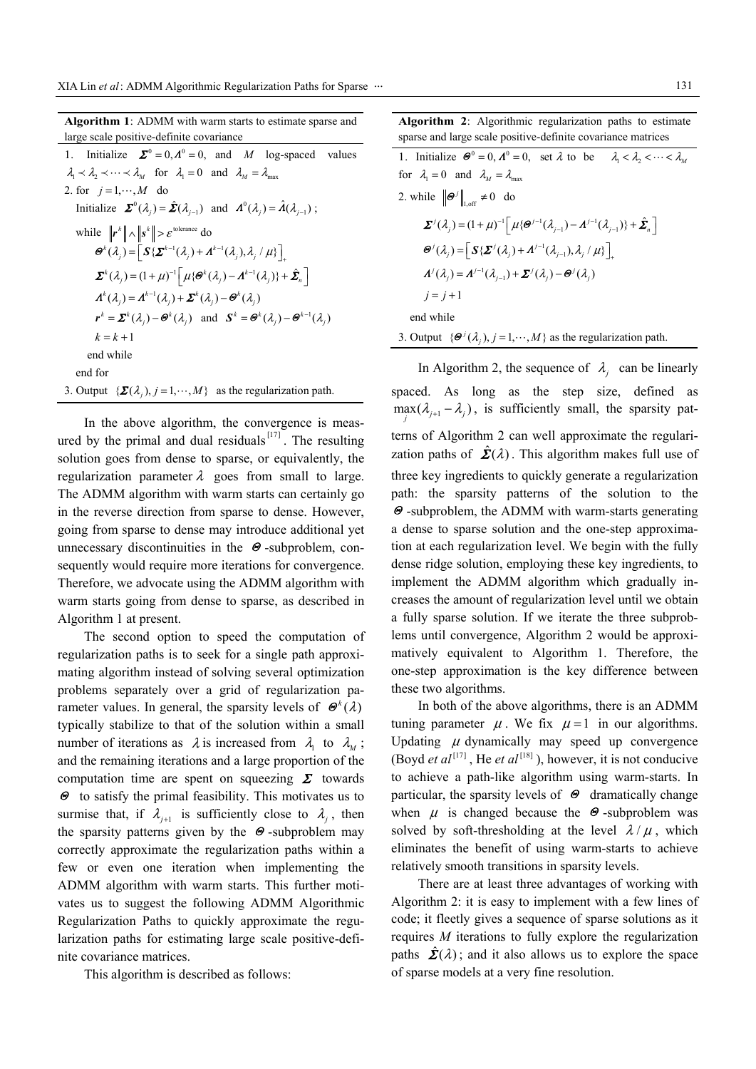**Algorithm 1**: ADMM with warm starts to estimate sparse and large scale positive-definite covariance

1. Initialize $\boldsymbol{\Sigma}^0 = 0, \boldsymbol{\Lambda}^0 = 0$, and $M$ log-spaced values $\lambda_1 \prec \lambda_2 \prec \cdots \prec \lambda_M$ for $\lambda_1 = 0$ and $\lambda_M = \lambda_{\max}$
2. for $j = 1, \cdots, M$ do

   Initialize $\boldsymbol{\Sigma}^0(\lambda_j) = \hat{\boldsymbol{\Sigma}}(\lambda_{j-1})$ and $\boldsymbol{\Lambda}^0(\lambda_j) = \hat{\boldsymbol{\Lambda}}(\lambda_{j-1})$ ;

   while $\|\boldsymbol{r}^k\| \wedge \|\boldsymbol{s}^k\| > \varepsilon^{\text{tolerance}}$ do

   $$\boldsymbol{\Theta}^k(\lambda_j) = \left[\boldsymbol{S}\{\boldsymbol{\Sigma}^{k-1}(\lambda_j) + \boldsymbol{\Lambda}^{k-1}(\lambda_j), \lambda_j / \mu\}\right]_+$$

   $$\boldsymbol{\Sigma}^k(\lambda_j) = (1+\mu)^{-1}\left[\mu\{\boldsymbol{\Theta}^k(\lambda_j) - \boldsymbol{\Lambda}^{k-1}(\lambda_j)\} + \hat{\boldsymbol{\Sigma}}_n\right]$$

   $$\boldsymbol{\Lambda}^k(\lambda_j) = \boldsymbol{\Lambda}^{k-1}(\lambda_j) + \boldsymbol{\Sigma}^k(\lambda_j) - \boldsymbol{\Theta}^k(\lambda_j)$$

   $$\boldsymbol{r}^k = \boldsymbol{\Sigma}^k(\lambda_j) - \boldsymbol{\Theta}^k(\lambda_j) \text{ and } \boldsymbol{S}^k = \boldsymbol{\Theta}^k(\lambda_j) - \boldsymbol{\Theta}^{k-1}(\lambda_j)$$

   $k = k + 1$

   end while

   end for
3. Output $\{\boldsymbol{\Sigma}(\lambda_j), j = 1, \cdots, M\}$ as the regularization path.

In the above algorithm, the convergence is measured by the primal and dual residuals[17]. The resulting solution goes from dense to sparse, or equivalently, the regularization parameter $\lambda$ goes from small to large. The ADMM algorithm with warm starts can certainly go in the reverse direction from sparse to dense. However, going from sparse to dense may introduce additional yet unnecessary discontinuities in the $\boldsymbol{\Theta}$-subproblem, consequently would require more iterations for convergence. Therefore, we advocate using the ADMM algorithm with warm starts going from dense to sparse, as described in Algorithm 1 at present.

The second option to speed the computation of regularization paths is to seek for a single path approximating algorithm instead of solving several optimization problems separately over a grid of regularization parameter values. In general, the sparsity levels of $\boldsymbol{\Theta}^k(\lambda)$ typically stabilize to that of the solution within a small number of iterations as $\lambda$ is increased from $\lambda_1$ to $\lambda_M$; and the remaining iterations and a large proportion of the computation time are spent on squeezing $\boldsymbol{\Sigma}$ towards $\boldsymbol{\Theta}$ to satisfy the primal feasibility. This motivates us to surmise that, if $\lambda_{j+1}$ is sufficiently close to $\lambda_j$, then the sparsity patterns given by the $\boldsymbol{\Theta}$-subproblem may correctly approximate the regularization paths within a few or even one iteration when implementing the ADMM algorithm with warm starts. This further motivates us to suggest the following ADMM Algorithmic Regularization Paths to quickly approximate the regularization paths for estimating large scale positive-definite covariance matrices.

This algorithm is described as follows:

**Algorithm 2**: Algorithmic regularization paths to estimate sparse and large scale positive-definite covariance matrices

1. Initialize $\boldsymbol{\Theta}^0 = 0, \boldsymbol{\Lambda}^0 = 0$, set $\lambda$ to be $\lambda_1 < \lambda_2 < \cdots < \lambda_M$ for $\lambda_1 = 0$ and $\lambda_M = \lambda_{\max}$
2. while $\|\boldsymbol{\Theta}^j\|_{1,\text{off}} \neq 0$ do

   $$\boldsymbol{\Sigma}^j(\lambda_j) = (1+\mu)^{-1}\left[\mu\{\boldsymbol{\Theta}^{j-1}(\lambda_{j-1}) - \boldsymbol{\Lambda}^{j-1}(\lambda_{j-1})\} + \hat{\boldsymbol{\Sigma}}_n\right]$$

   $$\boldsymbol{\Theta}^j(\lambda_j) = \left[\boldsymbol{S}\{\boldsymbol{\Sigma}^j(\lambda_j) + \boldsymbol{\Lambda}^{j-1}(\lambda_{j-1}), \lambda_j / \mu\}\right]_+$$

   $$\boldsymbol{\Lambda}^j(\lambda_j) = \boldsymbol{\Lambda}^{j-1}(\lambda_{j-1}) + \boldsymbol{\Sigma}^j(\lambda_j) - \boldsymbol{\Theta}^j(\lambda_j)$$

   $j = j + 1$

   end while
3. Output $\{\boldsymbol{\Theta}^j(\lambda_j), j = 1, \cdots, M\}$ as the regularization path.

In Algorithm 2, the sequence of $\lambda_j$ can be linearly spaced. As long as the step size, defined as $\max_j(\lambda_{j+1} - \lambda_j)$, is sufficiently small, the sparsity patterns of Algorithm 2 can well approximate the regularization paths of $\hat{\boldsymbol{\Sigma}}(\lambda)$. This algorithm makes full use of three key ingredients to quickly generate a regularization path: the sparsity patterns of the solution to the $\boldsymbol{\Theta}$-subproblem, the ADMM with warm-starts generating a dense to sparse solution and the one-step approximation at each regularization level. We begin with the fully dense ridge solution, employing these key ingredients, to implement the ADMM algorithm which gradually increases the amount of regularization level until we obtain a fully sparse solution. If we iterate the three subproblems until convergence, Algorithm 2 would be approximatively equivalent to Algorithm 1. Therefore, the one-step approximation is the key difference between these two algorithms.

In both of the above algorithms, there is an ADMM tuning parameter $\mu$. We fix $\mu = 1$ in our algorithms. Updating $\mu$ dynamically may speed up convergence (Boyd *et al*[17], He *et al*[18]), however, it is not conducive to achieve a path-like algorithm using warm-starts. In particular, the sparsity levels of $\boldsymbol{\Theta}$ dramatically change when $\mu$ is changed because the $\boldsymbol{\Theta}$-subproblem was solved by soft-thresholding at the level $\lambda / \mu$, which eliminates the benefit of using warm-starts to achieve relatively smooth transitions in sparsity levels.

There are at least three advantages of working with Algorithm 2: it is easy to implement with a few lines of code; it fleetly gives a sequence of sparse solutions as it requires $M$ iterations to fully explore the regularization paths $\hat{\boldsymbol{\Sigma}}(\lambda)$; and it also allows us to explore the space of sparse models at a very fine resolution.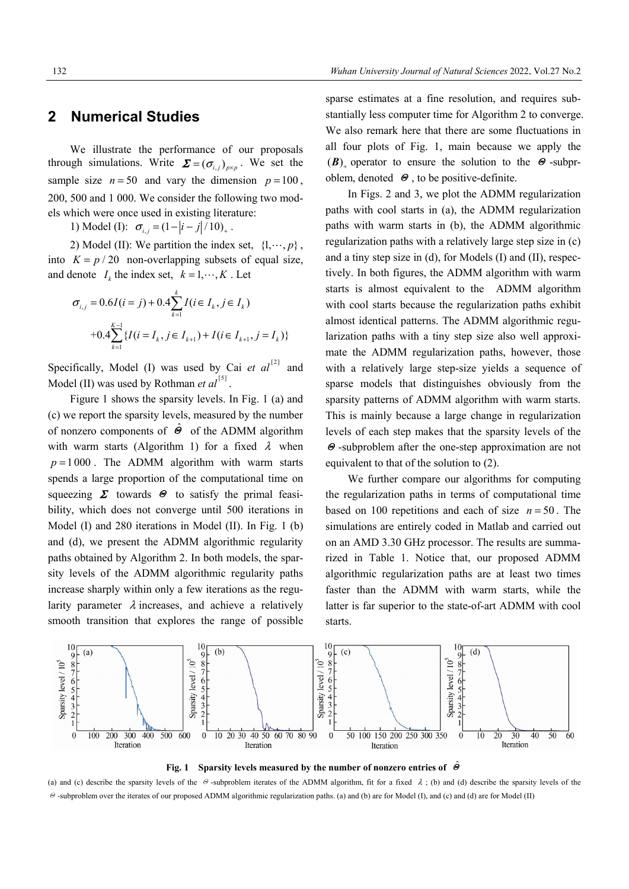## 2 Numerical Studies

We illustrate the performance of our proposals through simulations. Write $\boldsymbol{\Sigma}=(\sigma_{i,j})_{p\times p}$. We set the sample size $n=50$ and vary the dimension $p=100$, 200, 500 and 1 000. We consider the following two models which were once used in existing literature:

1) Model (I): $\sigma_{i,j}=(1-|i-j|/10)_+$.

2) Model (II): We partition the index set, $\{1,\cdots,p\}$, into $K=p/20$ non-overlapping subsets of equal size, and denote $I_k$ the index set, $k=1,\cdots,K$. Let

$$\sigma_{i,j}=0.6I(i=j)+0.4\sum_{k=1}^{k}I(i\in I_k, j\in I_k)$$

$$+0.4\sum_{k=1}^{K-1}\{I(i=I_k, j\in I_{k+1})+I(i\in I_{k+1}, j=I_k)\}$$

Specifically, Model (I) was used by Cai *et al*[2] and Model (II) was used by Rothman *et al*[5].

Figure 1 shows the sparsity levels. In Fig. 1 (a) and (c) we report the sparsity levels, measured by the number of nonzero components of $\hat{\boldsymbol{\Theta}}$ of the ADMM algorithm with warm starts (Algorithm 1) for a fixed $\lambda$ when $p=1\,000$. The ADMM algorithm with warm starts spends a large proportion of the computational time on squeezing $\boldsymbol{\Sigma}$ towards $\boldsymbol{\Theta}$ to satisfy the primal feasibility, which does not converge until 500 iterations in Model (I) and 280 iterations in Model (II). In Fig. 1 (b) and (d), we present the ADMM algorithmic regularity paths obtained by Algorithm 2. In both models, the sparsity levels of the ADMM algorithmic regularity paths increase sharply within only a few iterations as the regularity parameter $\lambda$ increases, and achieve a relatively smooth transition that explores the range of possible sparse estimates at a fine resolution, and requires substantially less computer time for Algorithm 2 to converge. We also remark here that there are some fluctuations in all four plots of Fig. 1, main because we apply the $(\boldsymbol{B})_+$ operator to ensure the solution to the $\boldsymbol{\Theta}$-subproblem, denoted $\boldsymbol{\Theta}$, to be positive-definite.

In Figs. 2 and 3, we plot the ADMM regularization paths with cool starts in (a), the ADMM regularization paths with warm starts in (b), the ADMM algorithmic regularization paths with a relatively large step size in (c) and a tiny step size in (d), for Models (I) and (II), respectively. In both figures, the ADMM algorithm with warm starts is almost equivalent to the ADMM algorithm with cool starts because the regularization paths exhibit almost identical patterns. The ADMM algorithmic regularization paths with a tiny step size also well approximate the ADMM regularization paths, however, those with a relatively large step-size yields a sequence of sparse models that distinguishes obviously from the sparsity patterns of ADMM algorithm with warm starts. This is mainly because a large change in regularization levels of each step makes that the sparsity levels of the $\boldsymbol{\Theta}$-subproblem after the one-step approximation are not equivalent to that of the solution to (2).

We further compare our algorithms for computing the regularization paths in terms of computational time based on 100 repetitions and each of size $n=50$. The simulations are entirely coded in Matlab and carried out on an AMD 3.30 GHz processor. The results are summarized in Table 1. Notice that, our proposed ADMM algorithmic regularization paths are at least two times faster than the ADMM with warm starts, while the latter is far superior to the state-of-art ADMM with cool starts.

**Fig. 1 Sparsity levels measured by the number of nonzero entries of $\hat{\boldsymbol{\Theta}}$**

(a) and (c) describe the sparsity levels of the $\Theta$-subproblem iterates of the ADMM algorithm, fit for a fixed $\lambda$; (b) and (d) describe the sparsity levels of the $\Theta$-subproblem over the iterates of our proposed ADMM algorithmic regularization paths. (a) and (b) are for Model (I), and (c) and (d) are for Model (II)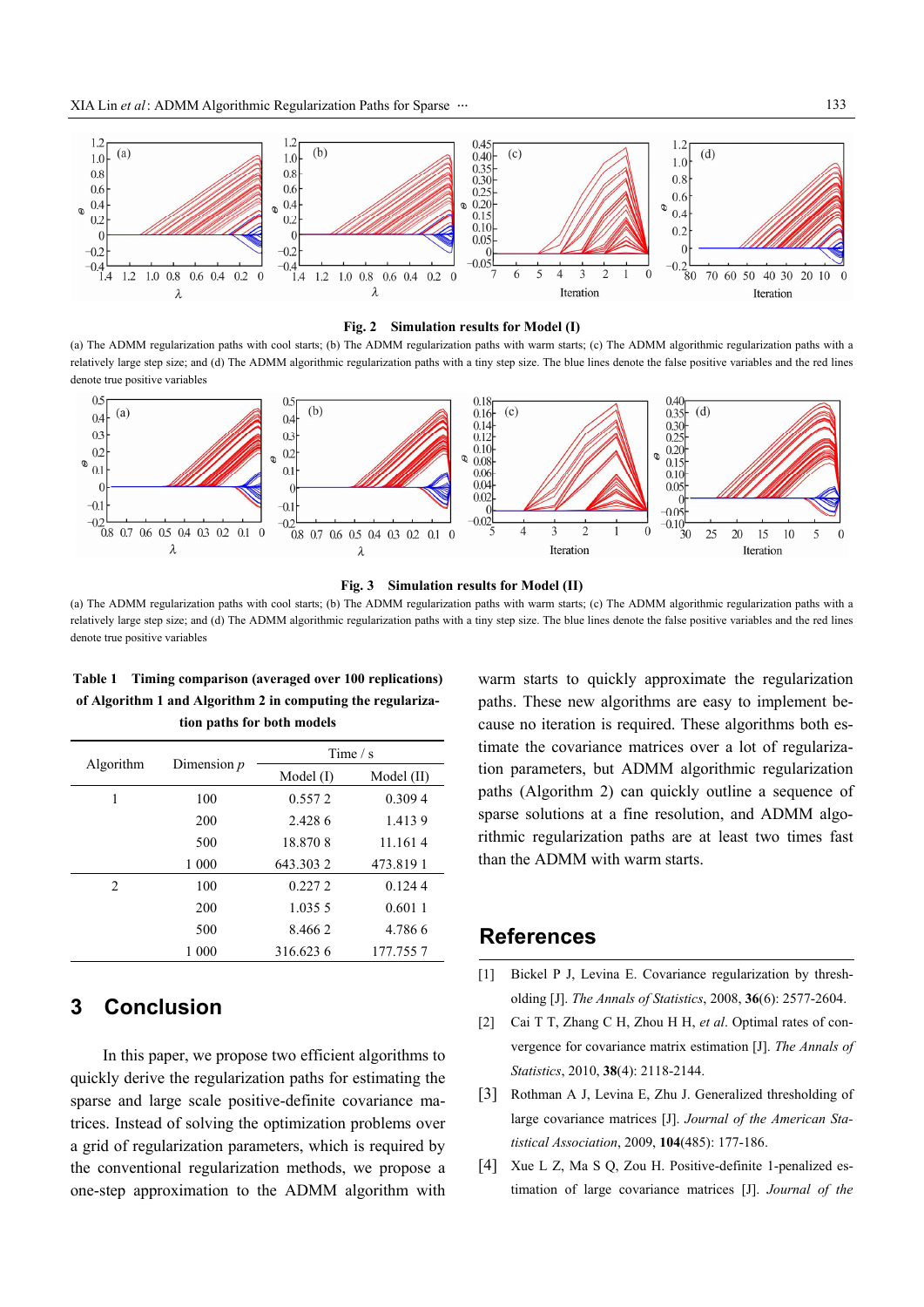**Fig. 2 Simulation results for Model (I)**

(a) The ADMM regularization paths with cool starts; (b) The ADMM regularization paths with warm starts; (c) The ADMM algorithmic regularization paths with a relatively large step size; and (d) The ADMM algorithmic regularization paths with a tiny step size. The blue lines denote the false positive variables and the red lines denote true positive variables

**Fig. 3 Simulation results for Model (II)**

(a) The ADMM regularization paths with cool starts; (b) The ADMM regularization paths with warm starts; (c) The ADMM algorithmic regularization paths with a relatively large step size; and (d) The ADMM algorithmic regularization paths with a tiny step size. The blue lines denote the false positive variables and the red lines denote true positive variables

**Table 1 Timing comparison (averaged over 100 replications) of Algorithm 1 and Algorithm 2 in computing the regularization paths for both models**

| Algorithm | Dimension $p$ | Time / s | |
|---|---|---|---|
| | | Model (I) | Model (II) |
| 1 | 100 | 0.557 2 | 0.309 4 |
| | 200 | 2.428 6 | 1.413 9 |
| | 500 | 18.870 8 | 11.161 4 |
| | 1 000 | 643.303 2 | 473.819 1 |
| 2 | 100 | 0.227 2 | 0.124 4 |
| | 200 | 1.035 5 | 0.601 1 |
| | 500 | 8.466 2 | 4.786 6 |
| | 1 000 | 316.623 6 | 177.755 7 |

## 3 Conclusion

In this paper, we propose two efficient algorithms to quickly derive the regularization paths for estimating the sparse and large scale positive-definite covariance matrices. Instead of solving the optimization problems over a grid of regularization parameters, which is required by the conventional regularization methods, we propose a one-step approximation to the ADMM algorithm with warm starts to quickly approximate the regularization paths. These new algorithms are easy to implement because no iteration is required. These algorithms both estimate the covariance matrices over a lot of regularization parameters, but ADMM algorithmic regularization paths (Algorithm 2) can quickly outline a sequence of sparse solutions at a fine resolution, and ADMM algorithmic regularization paths are at least two times fast than the ADMM with warm starts.

## References

[1] Bickel P J, Levina E. Covariance regularization by thresholding [J]. *The Annals of Statistics*, 2008, **36**(6): 2577-2604.

[2] Cai T T, Zhang C H, Zhou H H, *et al*. Optimal rates of convergence for covariance matrix estimation [J]. *The Annals of Statistics*, 2010, **38**(4): 2118-2144.

[3] Rothman A J, Levina E, Zhu J. Generalized thresholding of large covariance matrices [J]. *Journal of the American Statistical Association*, 2009, **104**(485): 177-186.

[4] Xue L Z, Ma S Q, Zou H. Positive-definite 1-penalized estimation of large covariance matrices [J]. *Journal of the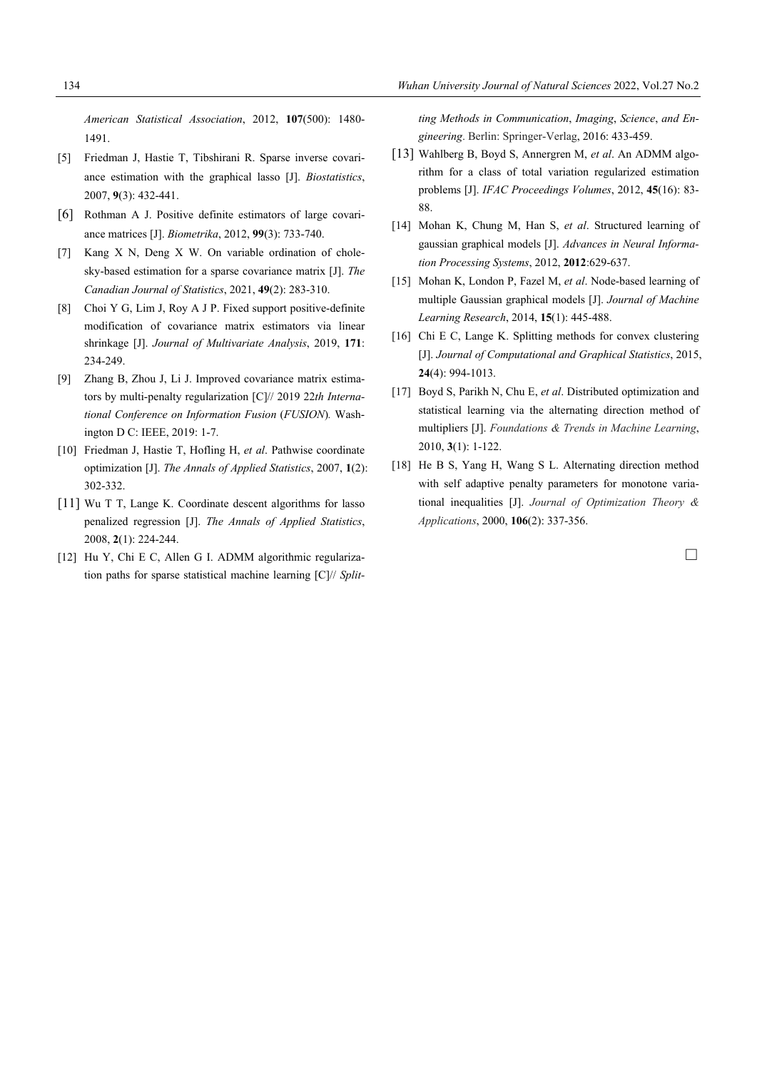*American Statistical Association*, 2012, **107**(500): 1480-1491.

[5] Friedman J, Hastie T, Tibshirani R. Sparse inverse covariance estimation with the graphical lasso [J]. *Biostatistics*, 2007, **9**(3): 432-441.

[6] Rothman A J. Positive definite estimators of large covariance matrices [J]. *Biometrika*, 2012, **99**(3): 733-740.

[7] Kang X N, Deng X W. On variable ordination of cholesky-based estimation for a sparse covariance matrix [J]. *The Canadian Journal of Statistics*, 2021, **49**(2): 283-310.

[8] Choi Y G, Lim J, Roy A J P. Fixed support positive-definite modification of covariance matrix estimators via linear shrinkage [J]. *Journal of Multivariate Analysis*, 2019, **171**: 234-249.

[9] Zhang B, Zhou J, Li J. Improved covariance matrix estimators by multi-penalty regularization [C]// 2019 22*th International Conference on Information Fusion* (*FUSION*). Washington D C: IEEE, 2019: 1-7.

[10] Friedman J, Hastie T, Hofling H, *et al*. Pathwise coordinate optimization [J]. *The Annals of Applied Statistics*, 2007, **1**(2): 302-332.

[11] Wu T T, Lange K. Coordinate descent algorithms for lasso penalized regression [J]. *The Annals of Applied Statistics*, 2008, **2**(1): 224-244.

[12] Hu Y, Chi E C, Allen G I. ADMM algorithmic regularization paths for sparse statistical machine learning [C]// *Splitting Methods in Communication*, *Imaging*, *Science*, *and Engineering*. Berlin: Springer-Verlag, 2016: 433-459.

[13] Wahlberg B, Boyd S, Annergren M, *et al*. An ADMM algorithm for a class of total variation regularized estimation problems [J]. *IFAC Proceedings Volumes*, 2012, **45**(16): 83-88.

[14] Mohan K, Chung M, Han S, *et al*. Structured learning of gaussian graphical models [J]. *Advances in Neural Information Processing Systems*, 2012, **2012**:629-637.

[15] Mohan K, London P, Fazel M, *et al*. Node-based learning of multiple Gaussian graphical models [J]. *Journal of Machine Learning Research*, 2014, **15**(1): 445-488.

[16] Chi E C, Lange K. Splitting methods for convex clustering [J]. *Journal of Computational and Graphical Statistics*, 2015, **24**(4): 994-1013.

[17] Boyd S, Parikh N, Chu E, *et al*. Distributed optimization and statistical learning via the alternating direction method of multipliers [J]. *Foundations & Trends in Machine Learning*, 2010, **3**(1): 1-122.

[18] He B S, Yang H, Wang S L. Alternating direction method with self adaptive penalty parameters for monotone variational inequalities [J]. *Journal of Optimization Theory & Applications*, 2000, **106**(2): 337-356.

□